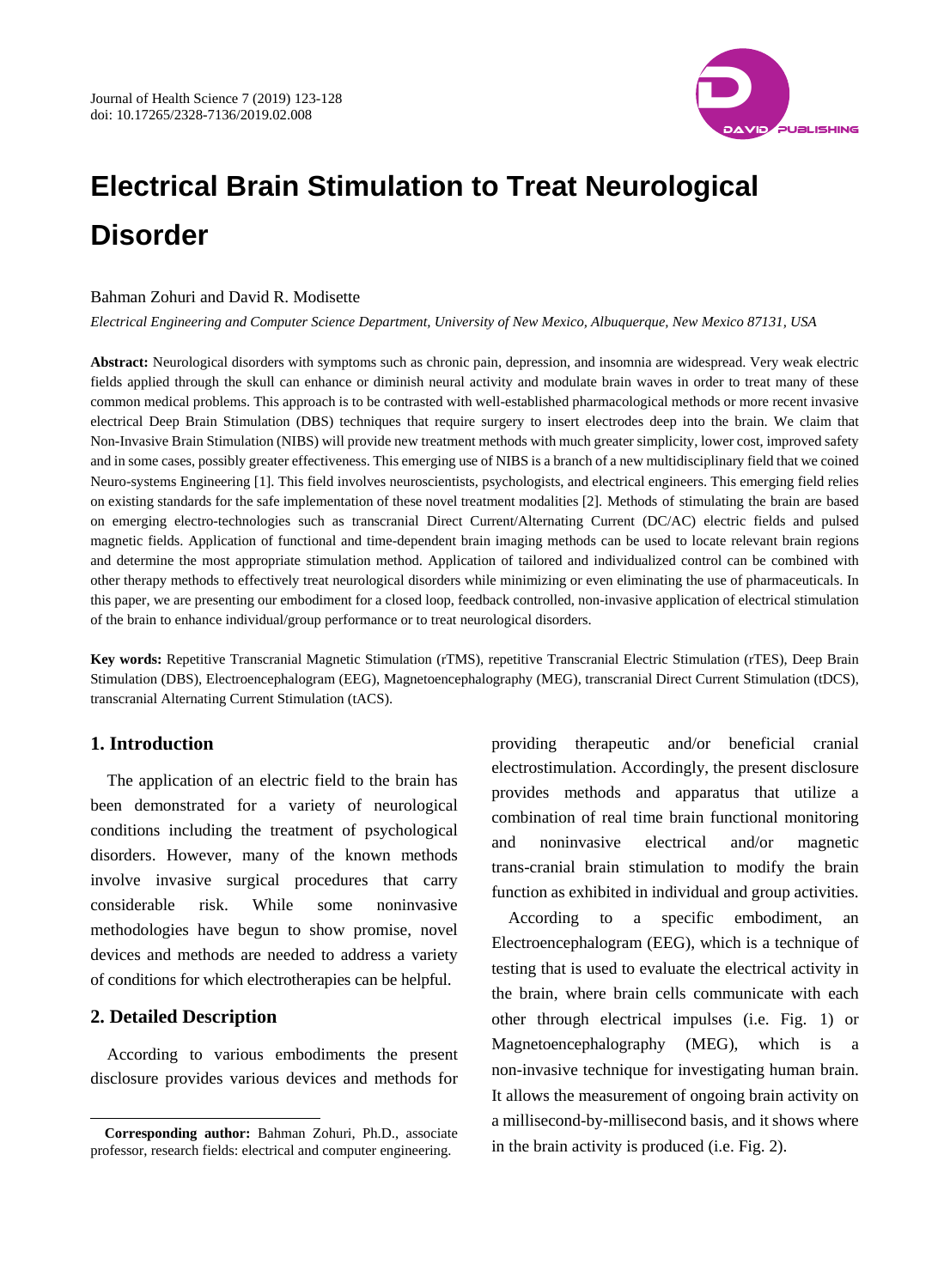# Electrical Brain Stimulation to Treat Neurological Disorder

Bahman Zohuri and David R. Modisette

*Electrical Engineering and Computer Science Department, University of New Mexico, Albuquerque, New Mexico 87131, USA*

**Abstract:** Neurological disorders with symptoms such as chronic pain, depression, and insomnia are widespread. Very weak electric fields applied through the skull can enhance or diminish neural activity and modulate brain waves in order to treat many of these common medical problems. This approach is to be contrasted with well-established pharmacological methods or more recent invasive electrical Deep Brain Stimulation (DBS) techniques that require surgery to insert electrodes deep into the brain. We claim that Non-Invasive Brain Stimulation (NIBS) will provide new treatment methods with much greater simplicity, lower cost, improved safety and in some cases, possibly greater effectiveness. This emerging use of NIBS is a branch of a new multidisciplinary field that we coined Neuro-systems Engineering [1]. This field involves neuroscientists, psychologists, and electrical engineers. This emerging field relies on existing standards for the safe implementation of these novel treatment modalities [2]. Methods of stimulating the brain are based on emerging electro-technologies such as transcranial Direct Current/Alternating Current (DC/AC) electric fields and pulsed magnetic fields. Application of functional and time-dependent brain imaging methods can be used to locate relevant brain regions and determine the most appropriate stimulation method. Application of tailored and individualized control can be combined with other therapy methods to effectively treat neurological disorders while minimizing or even eliminating the use of pharmaceuticals. In this paper, we are presenting our embodiment for a closed loop, feedback controlled, non-invasive application of electrical stimulation of the brain to enhance individual/group performance or to treat neurological disorders.

**Key words:** Repetitive Transcranial Magnetic Stimulation (rTMS), repetitive Transcranial Electric Stimulation (rTES), Deep Brain Stimulation (DBS), Electroencephalogram (EEG), Magnetoencephalography (MEG), transcranial Direct Current Stimulation (tDCS), transcranial Alternating Current Stimulation (tACS).

## 1. Introduction

The application of an electric field to the brain has been demonstrated for a variety of neurological conditions including the treatment of psychological disorders. However, many of the known methods involve invasive surgical procedures that carry considerable risk. While some noninvasive methodologies have begun to show promise, novel devices and methods are needed to address a variety of conditions for which electrotherapies can be helpful.

## 2. Detailed Description

According to various embodiments the present disclosure provides various devices and methods for providing therapeutic and/or beneficial cranial electrostimulation. Accordingly, the present disclosure provides methods and apparatus that utilize a combination of real time brain functional monitoring and noninvasive electrical and/or magnetic trans-cranial brain stimulation to modify the brain function as exhibited in individual and group activities.

According to a specific embodiment, an Electroencephalogram (EEG), which is a technique of testing that is used to evaluate the electrical activity in the brain, where brain cells communicate with each other through electrical impulses (i.e. Fig. 1) or Magnetoencephalography (MEG), which is a non-invasive technique for investigating human brain. It allows the measurement of ongoing brain activity on a millisecond-by-millisecond basis, and it shows where in the brain activity is produced (i.e. Fig. 2).

**Corresponding author:** Bahman Zohuri, Ph.D., associate professor, research fields: electrical and computer engineering.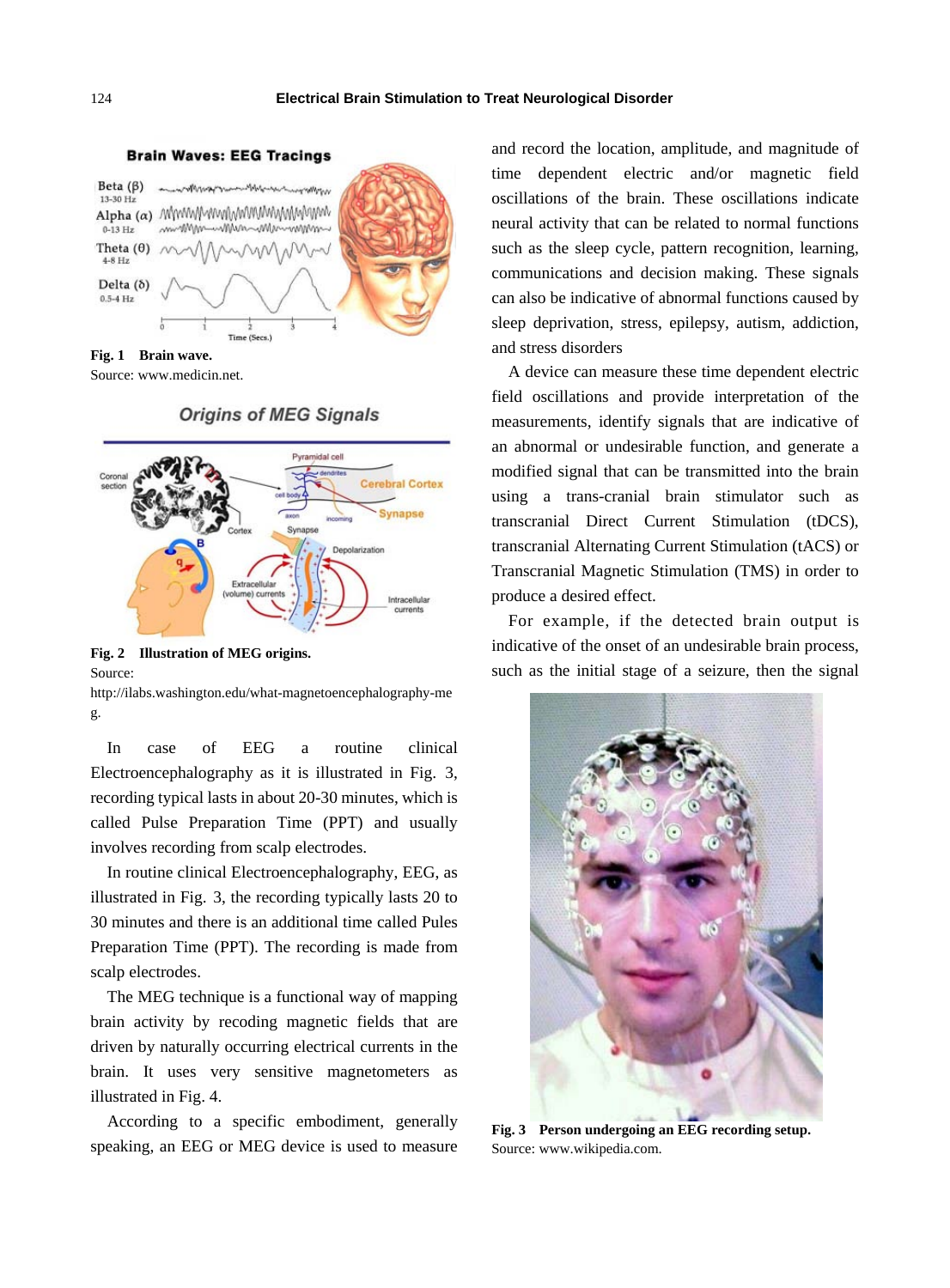Fig. 1 Brain wave.
Source: www.medicin.net.

Fig. 2 Illustration of MEG origins.
Source:
http://ilabs.washington.edu/what-magnetoencephalography-meg.

In case of EEG a routine clinical Electroencephalography as it is illustrated in Fig. 3, recording typical lasts in about 20-30 minutes, which is called Pulse Preparation Time (PPT) and usually involves recording from scalp electrodes.

In routine clinical Electroencephalography, EEG, as illustrated in Fig. 3, the recording typically lasts 20 to 30 minutes and there is an additional time called Pules Preparation Time (PPT). The recording is made from scalp electrodes.

The MEG technique is a functional way of mapping brain activity by recoding magnetic fields that are driven by naturally occurring electrical currents in the brain. It uses very sensitive magnetometers as illustrated in Fig. 4.

According to a specific embodiment, generally speaking, an EEG or MEG device is used to measure and record the location, amplitude, and magnitude of time dependent electric and/or magnetic field oscillations of the brain. These oscillations indicate neural activity that can be related to normal functions such as the sleep cycle, pattern recognition, learning, communications and decision making. These signals can also be indicative of abnormal functions caused by sleep deprivation, stress, epilepsy, autism, addiction, and stress disorders

A device can measure these time dependent electric field oscillations and provide interpretation of the measurements, identify signals that are indicative of an abnormal or undesirable function, and generate a modified signal that can be transmitted into the brain using a trans-cranial brain stimulator such as transcranial Direct Current Stimulation (tDCS), transcranial Alternating Current Stimulation (tACS) or Transcranial Magnetic Stimulation (TMS) in order to produce a desired effect.

For example, if the detected brain output is indicative of the onset of an undesirable brain process, such as the initial stage of a seizure, then the signal

Fig. 3 Person undergoing an EEG recording setup.
Source: www.wikipedia.com.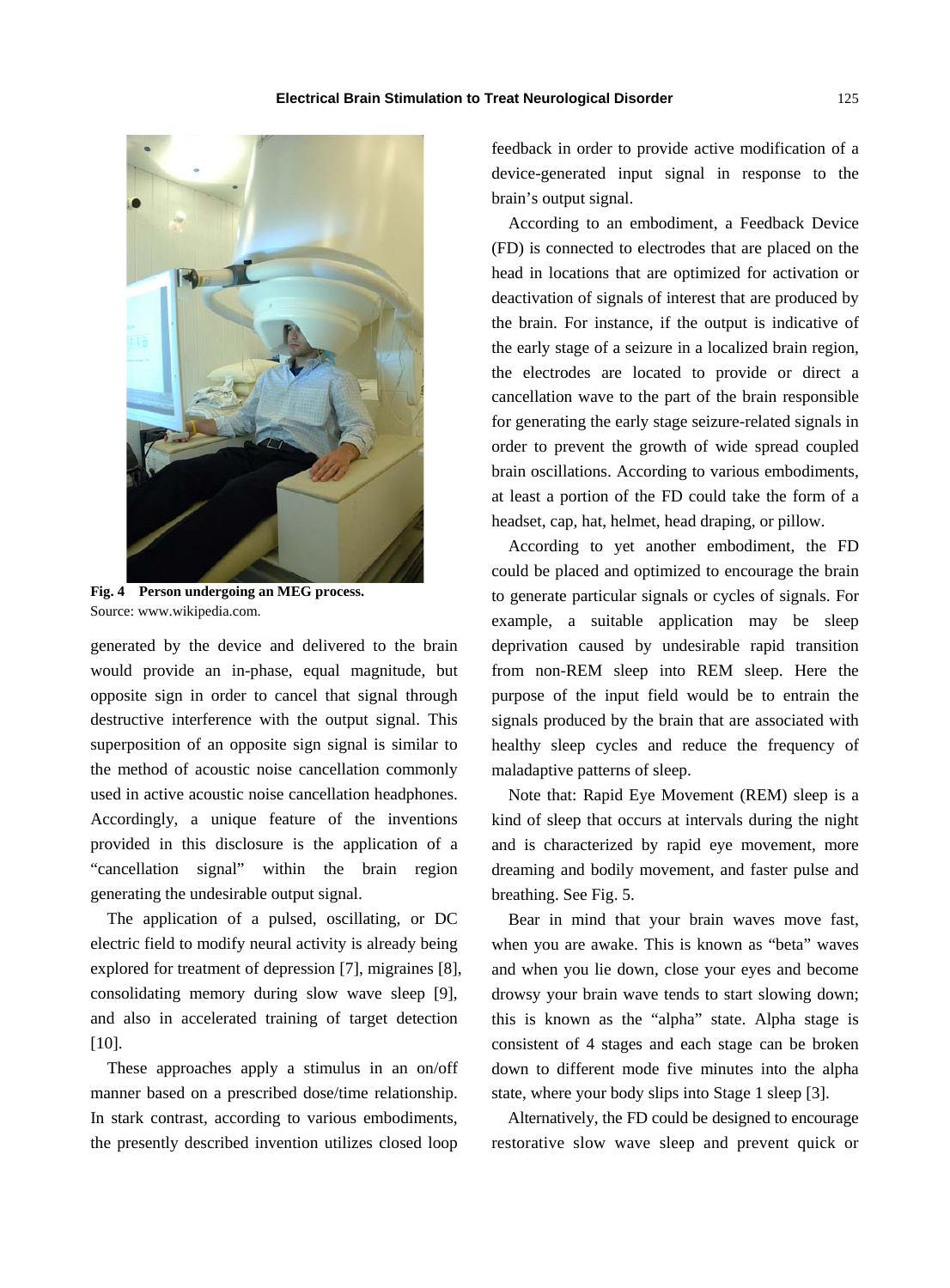Fig. 4 **Person undergoing an MEG process.**
Source: www.wikipedia.com.

generated by the device and delivered to the brain would provide an in-phase, equal magnitude, but opposite sign in order to cancel that signal through destructive interference with the output signal. This superposition of an opposite sign signal is similar to the method of acoustic noise cancellation commonly used in active acoustic noise cancellation headphones. Accordingly, a unique feature of the inventions provided in this disclosure is the application of a "cancellation signal" within the brain region generating the undesirable output signal.

The application of a pulsed, oscillating, or DC electric field to modify neural activity is already being explored for treatment of depression [7], migraines [8], consolidating memory during slow wave sleep [9], and also in accelerated training of target detection [10].

These approaches apply a stimulus in an on/off manner based on a prescribed dose/time relationship. In stark contrast, according to various embodiments, the presently described invention utilizes closed loop feedback in order to provide active modification of a device-generated input signal in response to the brain's output signal.

According to an embodiment, a Feedback Device (FD) is connected to electrodes that are placed on the head in locations that are optimized for activation or deactivation of signals of interest that are produced by the brain. For instance, if the output is indicative of the early stage of a seizure in a localized brain region, the electrodes are located to provide or direct a cancellation wave to the part of the brain responsible for generating the early stage seizure-related signals in order to prevent the growth of wide spread coupled brain oscillations. According to various embodiments, at least a portion of the FD could take the form of a headset, cap, hat, helmet, head draping, or pillow.

According to yet another embodiment, the FD could be placed and optimized to encourage the brain to generate particular signals or cycles of signals. For example, a suitable application may be sleep deprivation caused by undesirable rapid transition from non-REM sleep into REM sleep. Here the purpose of the input field would be to entrain the signals produced by the brain that are associated with healthy sleep cycles and reduce the frequency of maladaptive patterns of sleep.

Note that: Rapid Eye Movement (REM) sleep is a kind of sleep that occurs at intervals during the night and is characterized by rapid eye movement, more dreaming and bodily movement, and faster pulse and breathing. See Fig. 5.

Bear in mind that your brain waves move fast, when you are awake. This is known as "beta" waves and when you lie down, close your eyes and become drowsy your brain wave tends to start slowing down; this is known as the "alpha" state. Alpha stage is consistent of 4 stages and each stage can be broken down to different mode five minutes into the alpha state, where your body slips into Stage 1 sleep [3].

Alternatively, the FD could be designed to encourage restorative slow wave sleep and prevent quick or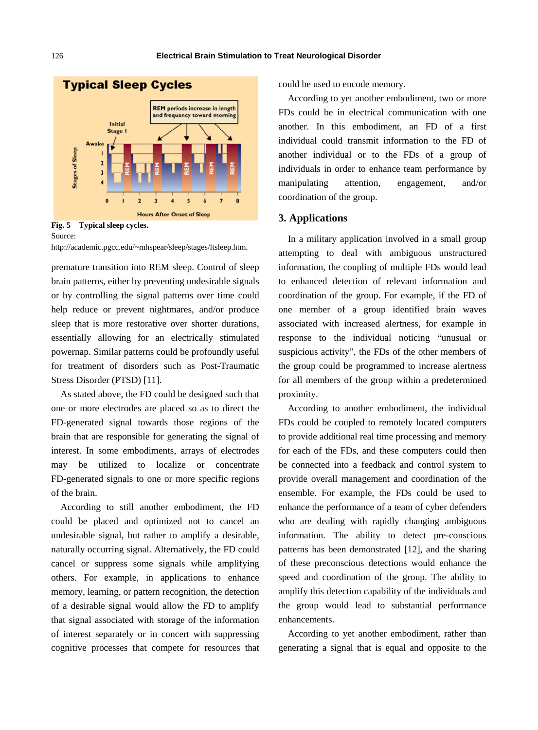Fig. 5 Typical sleep cycles.

Source:
http://academic.pgcc.edu/~mhspear/sleep/stages/ltsleep.htm.

premature transition into REM sleep. Control of sleep brain patterns, either by preventing undesirable signals or by controlling the signal patterns over time could help reduce or prevent nightmares, and/or produce sleep that is more restorative over shorter durations, essentially allowing for an electrically stimulated powernap. Similar patterns could be profoundly useful for treatment of disorders such as Post-Traumatic Stress Disorder (PTSD) [11].

As stated above, the FD could be designed such that one or more electrodes are placed so as to direct the FD-generated signal towards those regions of the brain that are responsible for generating the signal of interest. In some embodiments, arrays of electrodes may be utilized to localize or concentrate FD-generated signals to one or more specific regions of the brain.

According to still another embodiment, the FD could be placed and optimized not to cancel an undesirable signal, but rather to amplify a desirable, naturally occurring signal. Alternatively, the FD could cancel or suppress some signals while amplifying others. For example, in applications to enhance memory, learning, or pattern recognition, the detection of a desirable signal would allow the FD to amplify that signal associated with storage of the information of interest separately or in concert with suppressing cognitive processes that compete for resources that could be used to encode memory.

According to yet another embodiment, two or more FDs could be in electrical communication with one another. In this embodiment, an FD of a first individual could transmit information to the FD of another individual or to the FDs of a group of individuals in order to enhance team performance by manipulating attention, engagement, and/or coordination of the group.

## 3. Applications

In a military application involved in a small group attempting to deal with ambiguous unstructured information, the coupling of multiple FDs would lead to enhanced detection of relevant information and coordination of the group. For example, if the FD of one member of a group identified brain waves associated with increased alertness, for example in response to the individual noticing "unusual or suspicious activity", the FDs of the other members of the group could be programmed to increase alertness for all members of the group within a predetermined proximity.

According to another embodiment, the individual FDs could be coupled to remotely located computers to provide additional real time processing and memory for each of the FDs, and these computers could then be connected into a feedback and control system to provide overall management and coordination of the ensemble. For example, the FDs could be used to enhance the performance of a team of cyber defenders who are dealing with rapidly changing ambiguous information. The ability to detect pre-conscious patterns has been demonstrated [12], and the sharing of these preconscious detections would enhance the speed and coordination of the group. The ability to amplify this detection capability of the individuals and the group would lead to substantial performance enhancements.

According to yet another embodiment, rather than generating a signal that is equal and opposite to the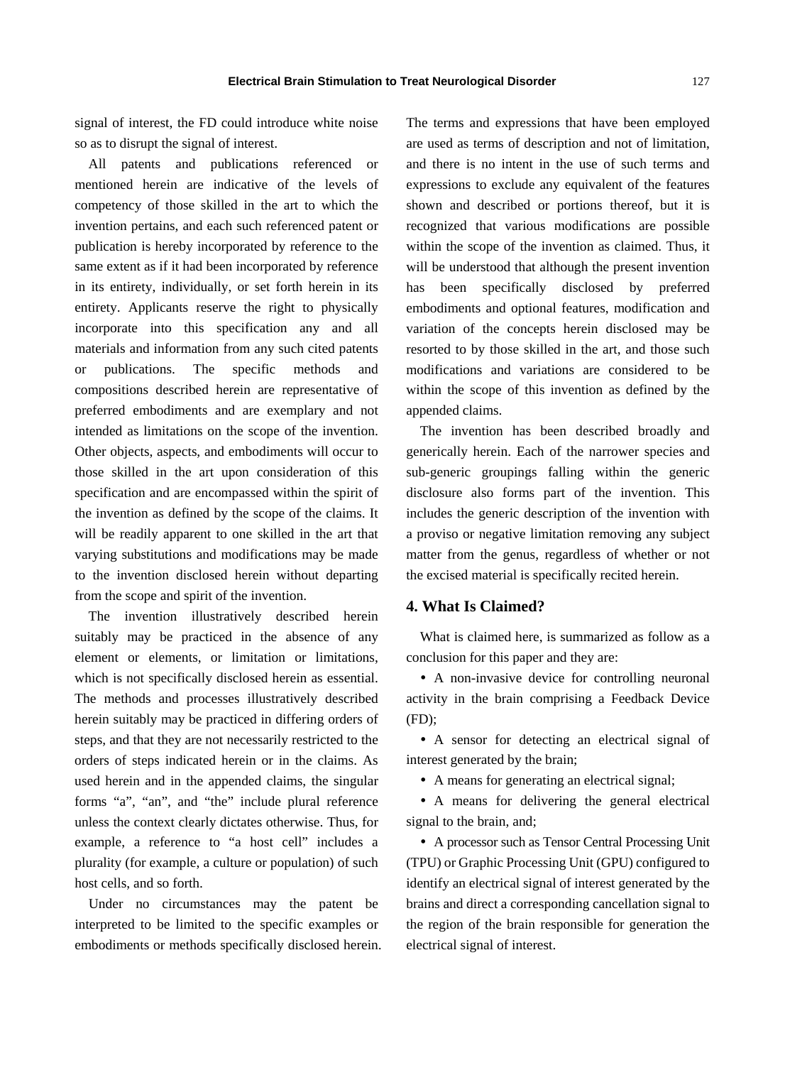signal of interest, the FD could introduce white noise so as to disrupt the signal of interest.

All patents and publications referenced or mentioned herein are indicative of the levels of competency of those skilled in the art to which the invention pertains, and each such referenced patent or publication is hereby incorporated by reference to the same extent as if it had been incorporated by reference in its entirety, individually, or set forth herein in its entirety. Applicants reserve the right to physically incorporate into this specification any and all materials and information from any such cited patents or publications. The specific methods and compositions described herein are representative of preferred embodiments and are exemplary and not intended as limitations on the scope of the invention. Other objects, aspects, and embodiments will occur to those skilled in the art upon consideration of this specification and are encompassed within the spirit of the invention as defined by the scope of the claims. It will be readily apparent to one skilled in the art that varying substitutions and modifications may be made to the invention disclosed herein without departing from the scope and spirit of the invention.

The invention illustratively described herein suitably may be practiced in the absence of any element or elements, or limitation or limitations, which is not specifically disclosed herein as essential. The methods and processes illustratively described herein suitably may be practiced in differing orders of steps, and that they are not necessarily restricted to the orders of steps indicated herein or in the claims. As used herein and in the appended claims, the singular forms "a", "an", and "the" include plural reference unless the context clearly dictates otherwise. Thus, for example, a reference to "a host cell" includes a plurality (for example, a culture or population) of such host cells, and so forth.

Under no circumstances may the patent be interpreted to be limited to the specific examples or embodiments or methods specifically disclosed herein. The terms and expressions that have been employed are used as terms of description and not of limitation, and there is no intent in the use of such terms and expressions to exclude any equivalent of the features shown and described or portions thereof, but it is recognized that various modifications are possible within the scope of the invention as claimed. Thus, it will be understood that although the present invention has been specifically disclosed by preferred embodiments and optional features, modification and variation of the concepts herein disclosed may be resorted to by those skilled in the art, and those such modifications and variations are considered to be within the scope of this invention as defined by the appended claims.

The invention has been described broadly and generically herein. Each of the narrower species and sub-generic groupings falling within the generic disclosure also forms part of the invention. This includes the generic description of the invention with a proviso or negative limitation removing any subject matter from the genus, regardless of whether or not the excised material is specifically recited herein.

## 4. What Is Claimed?

What is claimed here, is summarized as follow as a conclusion for this paper and they are:

- A non-invasive device for controlling neuronal activity in the brain comprising a Feedback Device (FD);
- A sensor for detecting an electrical signal of interest generated by the brain;
- A means for generating an electrical signal;
- A means for delivering the general electrical signal to the brain, and;
- A processor such as Tensor Central Processing Unit (TPU) or Graphic Processing Unit (GPU) configured to identify an electrical signal of interest generated by the brains and direct a corresponding cancellation signal to the region of the brain responsible for generation the electrical signal of interest.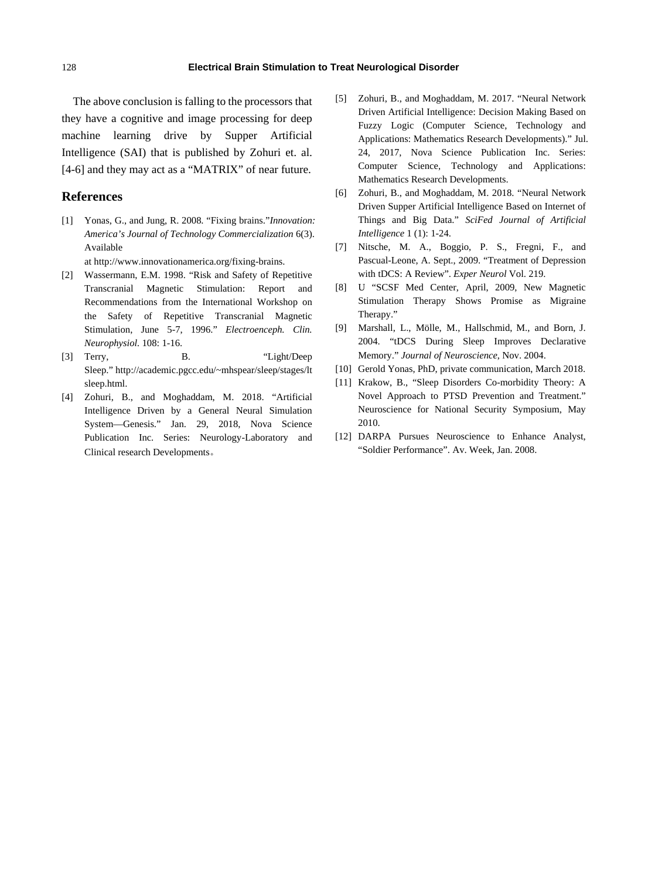The above conclusion is falling to the processors that they have a cognitive and image processing for deep machine learning drive by Supper Artificial Intelligence (SAI) that is published by Zohuri et. al. [4-6] and they may act as a "MATRIX" of near future.

## References

[1] Yonas, G., and Jung, R. 2008. "Fixing brains."*Innovation: America's Journal of Technology Commercialization* 6(3). Available at http://www.innovationamerica.org/fixing-brains.

[2] Wassermann, E.M. 1998. "Risk and Safety of Repetitive Transcranial Magnetic Stimulation: Report and Recommendations from the International Workshop on the Safety of Repetitive Transcranial Magnetic Stimulation, June 5-7, 1996." *Electroenceph. Clin. Neurophysiol.* 108: 1-16.

[3] Terry, B. "Light/Deep Sleep." http://academic.pgcc.edu/~mhspear/sleep/stages/ltsleep.html.

[4] Zohuri, B., and Moghaddam, M. 2018. "Artificial Intelligence Driven by a General Neural Simulation System—Genesis." Jan. 29, 2018, Nova Science Publication Inc. Series: Neurology-Laboratory and Clinical research Developments。

[5] Zohuri, B., and Moghaddam, M. 2017. "Neural Network Driven Artificial Intelligence: Decision Making Based on Fuzzy Logic (Computer Science, Technology and Applications: Mathematics Research Developments)." Jul. 24, 2017, Nova Science Publication Inc. Series: Computer Science, Technology and Applications: Mathematics Research Developments.

[6] Zohuri, B., and Moghaddam, M. 2018. "Neural Network Driven Supper Artificial Intelligence Based on Internet of Things and Big Data." *SciFed Journal of Artificial Intelligence* 1 (1): 1-24.

[7] Nitsche, M. A., Boggio, P. S., Fregni, F., and Pascual-Leone, A. Sept., 2009. "Treatment of Depression with tDCS: A Review". *Exper Neurol* Vol. 219.

[8] U "SCSF Med Center, April, 2009, New Magnetic Stimulation Therapy Shows Promise as Migraine Therapy."

[9] Marshall, L., Mölle, M., Hallschmid, M., and Born, J. 2004. "tDCS During Sleep Improves Declarative Memory." *Journal of Neuroscience*, Nov. 2004.

[10] Gerold Yonas, PhD, private communication, March 2018.

[11] Krakow, B., "Sleep Disorders Co-morbidity Theory: A Novel Approach to PTSD Prevention and Treatment." Neuroscience for National Security Symposium, May 2010.

[12] DARPA Pursues Neuroscience to Enhance Analyst, "Soldier Performance". Av. Week, Jan. 2008.